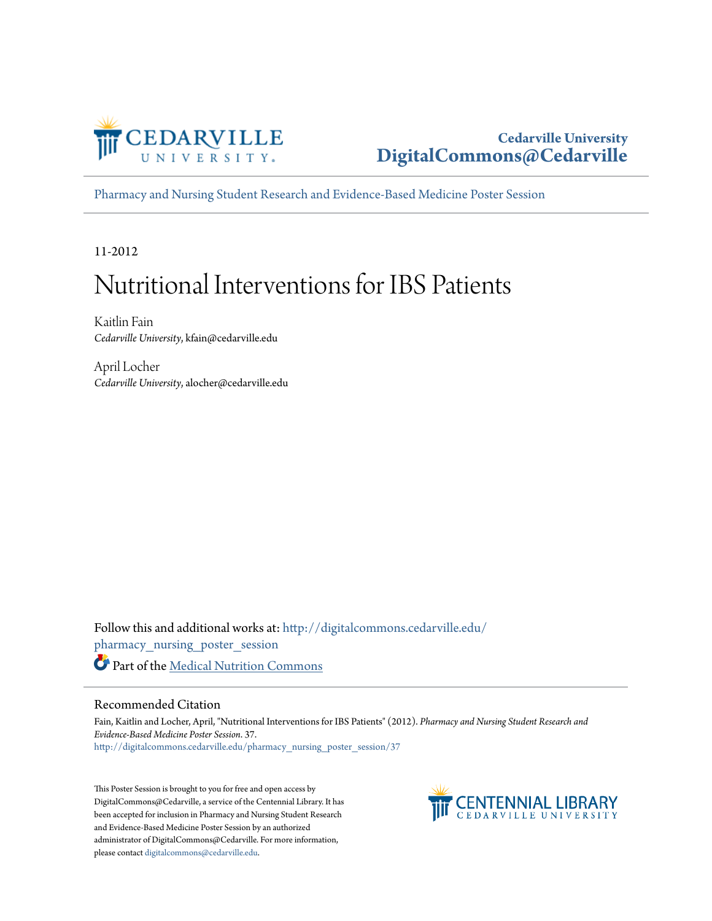Cedarville University
DigitalCommons@Cedarville

Pharmacy and Nursing Student Research and Evidence-Based Medicine Poster Session

11-2012

# Nutritional Interventions for IBS Patients

Kaitlin Fain
*Cedarville University*, kfain@cedarville.edu

April Locher
*Cedarville University*, alocher@cedarville.edu

Follow this and additional works at: http://digitalcommons.cedarville.edu/pharmacy_nursing_poster_session

Part of the Medical Nutrition Commons

## Recommended Citation

Fain, Kaitlin and Locher, April, "Nutritional Interventions for IBS Patients" (2012). *Pharmacy and Nursing Student Research and Evidence-Based Medicine Poster Session*. 37.
http://digitalcommons.cedarville.edu/pharmacy_nursing_poster_session/37

This Poster Session is brought to you for free and open access by DigitalCommons@Cedarville, a service of the Centennial Library. It has been accepted for inclusion in Pharmacy and Nursing Student Research and Evidence-Based Medicine Poster Session by an authorized administrator of DigitalCommons@Cedarville. For more information, please contact digitalcommons@cedarville.edu.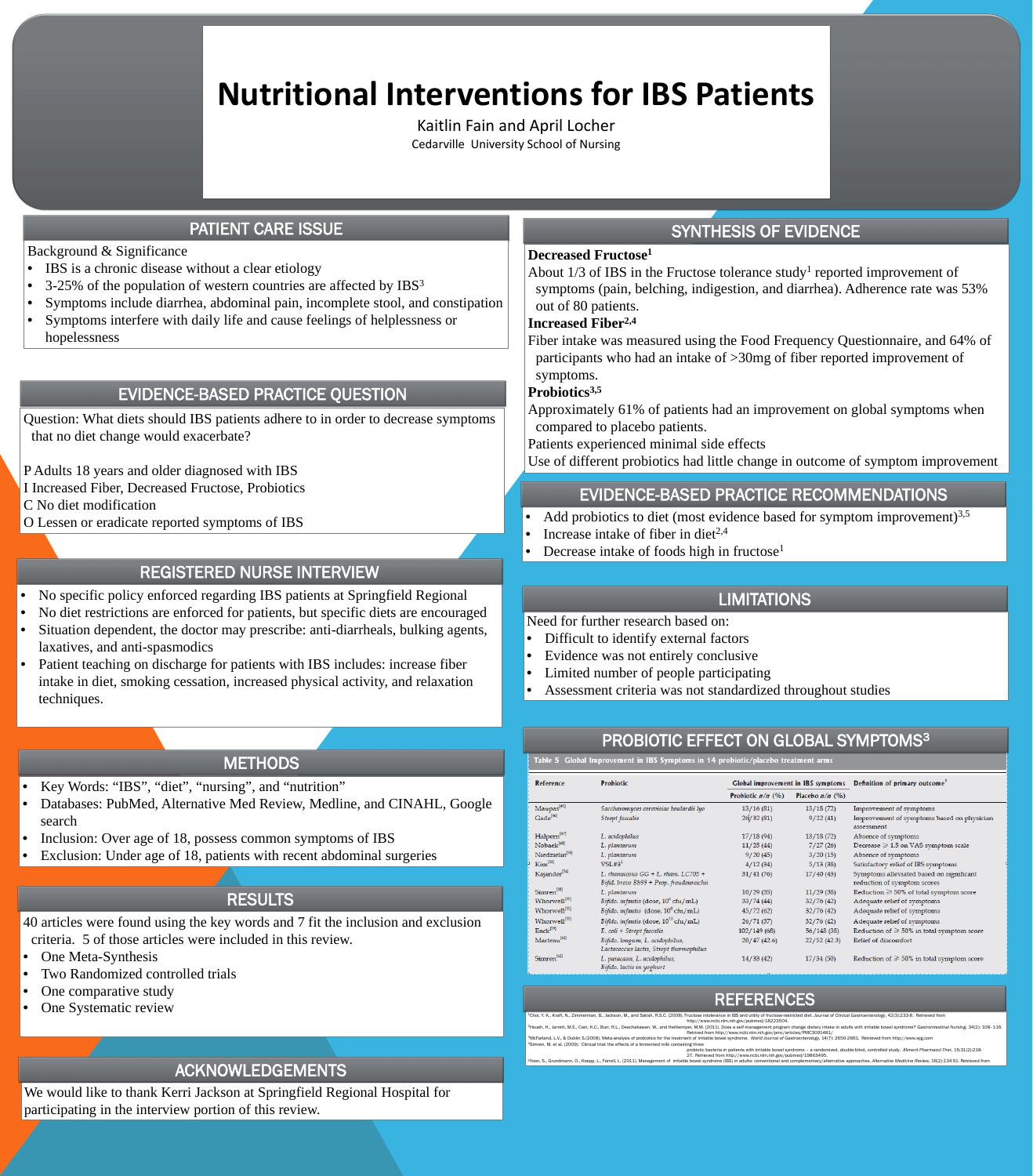# Nutritional Interventions for IBS Patients

Kaitlin Fain and April Locher

Cedarville University School of Nursing

## PATIENT CARE ISSUE

Background & Significance

- IBS is a chronic disease without a clear etiology
- 3-25% of the population of western countries are affected by IBS[3]
- Symptoms include diarrhea, abdominal pain, incomplete stool, and constipation
- Symptoms interfere with daily life and cause feelings of helplessness or hopelessness

## EVIDENCE-BASED PRACTICE QUESTION

Question: What diets should IBS patients adhere to in order to decrease symptoms that no diet change would exacerbate?

P Adults 18 years and older diagnosed with IBS
I Increased Fiber, Decreased Fructose, Probiotics
C No diet modification
O Lessen or eradicate reported symptoms of IBS

## REGISTERED NURSE INTERVIEW

- No specific policy enforced regarding IBS patients at Springfield Regional
- No diet restrictions are enforced for patients, but specific diets are encouraged
- Situation dependent, the doctor may prescribe: anti-diarrheals, bulking agents, laxatives, and anti-spasmodics
- Patient teaching on discharge for patients with IBS includes: increase fiber intake in diet, smoking cessation, increased physical activity, and relaxation techniques.

## METHODS

- Key Words: "IBS", "diet", "nursing", and "nutrition"
- Databases: PubMed, Alternative Med Review, Medline, and CINAHL, Google search
- Inclusion: Over age of 18, possess common symptoms of IBS
- Exclusion: Under age of 18, patients with recent abdominal surgeries

## RESULTS

40 articles were found using the key words and 7 fit the inclusion and exclusion criteria. 5 of those articles were included in this review.

- One Meta-Synthesis
- Two Randomized controlled trials
- One comparative study
- One Systematic review

## ACKNOWLEDGEMENTS

We would like to thank Kerri Jackson at Springfield Regional Hospital for participating in the interview portion of this review.

## SYNTHESIS OF EVIDENCE

**Decreased Fructose[1]**

About 1/3 of IBS in the Fructose tolerance study[1] reported improvement of symptoms (pain, belching, indigestion, and diarrhea). Adherence rate was 53% out of 80 patients.

**Increased Fiber[2,4]**

Fiber intake was measured using the Food Frequency Questionnaire, and 64% of participants who had an intake of >30mg of fiber reported improvement of symptoms.

**Probiotics[3,5]**

Approximately 61% of patients had an improvement on global symptoms when compared to placebo patients.

Patients experienced minimal side effects

Use of different probiotics had little change in outcome of symptom improvement

## EVIDENCE-BASED PRACTICE RECOMMENDATIONS

- Add probiotics to diet (most evidence based for symptom improvement)[3,5]
- Increase intake of fiber in diet[2,4]
- Decrease intake of foods high in fructose[1]

## LIMITATIONS

Need for further research based on:

- Difficult to identify external factors
- Evidence was not entirely conclusive
- Limited number of people participating
- Assessment criteria was not standardized throughout studies

## PROBIOTIC EFFECT ON GLOBAL SYMPTOMS[3]

Table 5 Global Improvement in IBS Symptoms in 14 probiotic/placebo treatment arms

| Reference | Probiotic | Global improvement in IBS symptoms | | Definition of primary outcome[1] |
|---|---|---|---|---|
| | | Probiotic n/n (%) | Placebo n/n (%) | |
| Maupas[45] | *Saccharomyces cerevisiae boulardii lyo* | 13/16 (81) | 13/18 (72) | Improvement of symptoms |
| Gade[46] | *Strept faecalis* | 26/32 (81) | 9/22 (41) | Improvement of symptoms based on physician assessment |
| Halpern[47] | *L. acidophilus* | 17/18 (94) | 13/18 (72) | Absence of symptoms |
| Nobaek[48] | *L. plantarum* | 11/25 (44) | 7/27 (26) | Decrease ≥ 1.5 on VAS symptom scale |
| Niedzielin[49] | *L. plantarum* | 9/20 (45) | 3/20 (15) | Absence of symptoms |
| Kim[51] | VSL#3[1] | 4/12 (34) | 5/13 (38) | Satisfactory relief of IBS symptoms |
| Kajander[54] | *L. rhamnosus GG + L. rham. LC705 + Bifid. breve Bb99 + Prop. freudenreichii* | 31/41 (76) | 17/40 (43) | Symptoms alleviated based on significant reduction of symptom scores |
| Simren[58] | *L. plantarum* | 10/29 (35) | 11/29 (38) | Reduction ≥ 50% of total symptom score |
| Whorwell[61] | *Bifido. infantis* (dose, $10^6$ cfu/mL) | 33/74 (44) | 32/76 (42) | Adequate relief of symptoms |
| Whorwell[61] | *Bifido. infantis* (dose, $10^8$ cfu/mL) | 45/72 (62) | 32/76 (42) | Adequate relief of symptoms |
| Whorwell[61] | *Bifido. infantis* (dose, $10^{10}$ cfu/mL) | 26/71 (37) | 32/76 (42) | Adequate relief of symptoms |
| Enck[59] | *E. coli + Strept faecalis* | 102/149 (68) | 56/148 (38) | Reduction of ≥ 50% in total symptom score |
| Marteau[61] | *Bifido. longum, L. acidophilus, Lactococcus lactis, Strept thermophilus* | 20/47 (42.6) | 22/52 (42.3) | Relief of discomfort |
| Simren[62] | *L. paracasei, L. acidophilus, Bifido. lactis in yoghurt* | 14/33 (42) | 17/34 (50) | Reduction of ≥ 50% in total symptom score |

## REFERENCES

[1]Choi, Y. K., Kraft, N., Zimmerman, B., Jackson, M., and Satish, R.S.C. (2008). Fructose intolerance in IBS and utility of fructose-restricted diet. *Journal of Clinical Gastroenterology*, 42(3):233-8. Retrieved from http://www.ncbi.nlm.nih.gov/pubmed/18223504.

[2]Hsueh, H., Jarrett, M.E., Cain, K.C., Burr, R.L., Deechakawan, W., and Heitkemper, M.M. (2011). Does a self-management program change dietary intake in adults with irritable bowel syndrome? *Gastroenterology Nursing*, 34(2): 108–116. Retrieved from http://www.ncbi.nlm.nih.gov/pmc/articles/PMC3091481/

[3]McFarland, L.V., & Dublin S.(2008). Meta-analysis of probiotics for the treatment of irritable bowel syndrome. *World Journal of Gastroenterology*, 14(7): 2650-2661. Retrieved from http://www.wjg.com

[4]Simren, M. et al. (2009). Clinical trial: the effects of a fermented milk containing three probiotic bacteria in patients with irritable bowel syndrome – a randomized, double-blind, controlled study. *Aliment Pharmacol Ther*, 15;31(2):218-27. Retrieved from http://www.ncbi.nlm.nih.gov/pubmed/19863495.

[5]Yoon, S., Grundmann, O., Koepp, L., Farrell, L. (2011). Management of irritable bowel syndrome (IBS) in adults: conventional and complementary/alternative approaches. *Alternative Medicine Review*, 16(2):134-51. Retrieved from